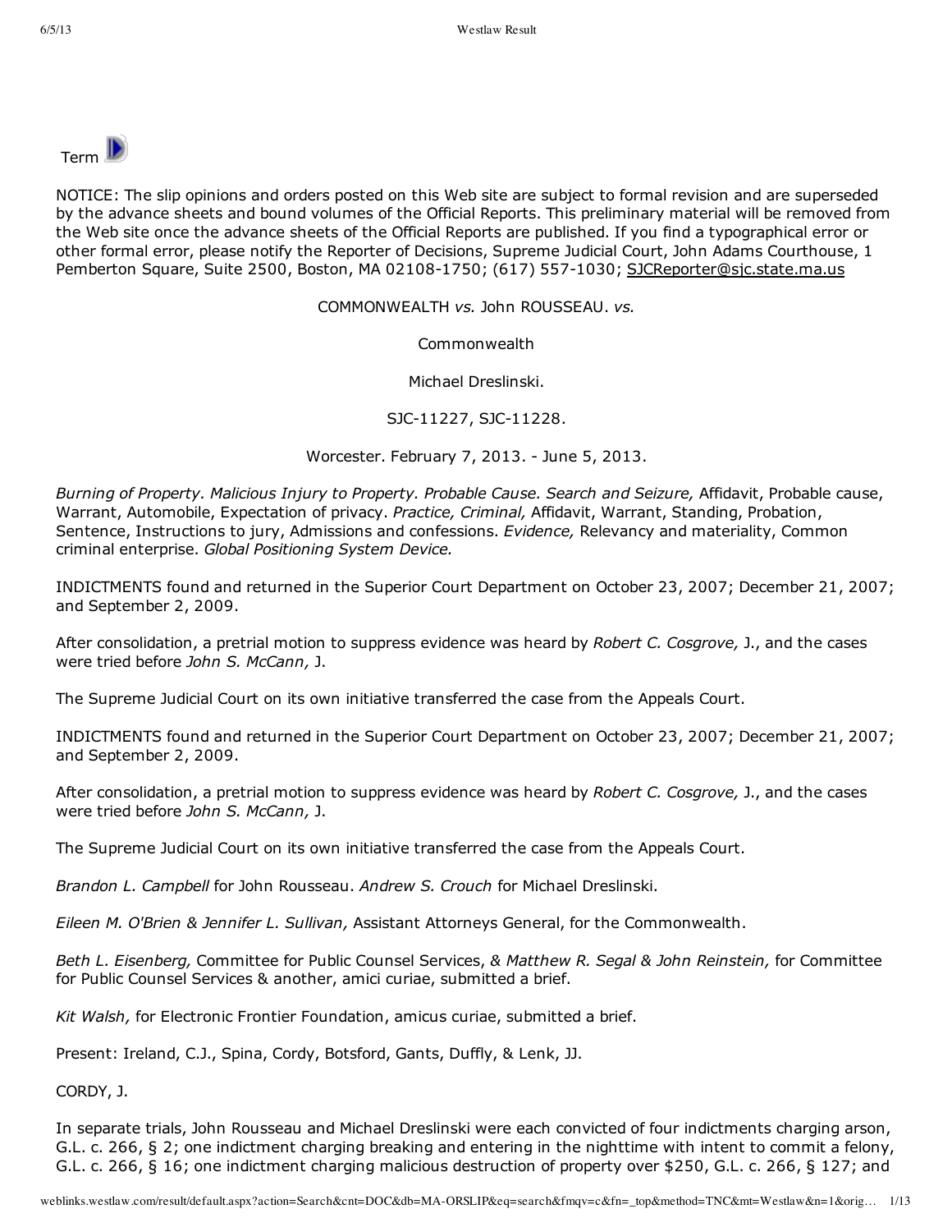Term

NOTICE: The slip opinions and orders posted on this Web site are subject to formal revision and are superseded by the advance sheets and bound volumes of the Official Reports. This preliminary material will be removed from the Web site once the advance sheets of the Official Reports are published. If you find a typographical error or other formal error, please notify the Reporter of Decisions, Supreme Judicial Court, John Adams Courthouse, 1 Pemberton Square, Suite 2500, Boston, MA 02108-1750; (617) 557-1030; SJCReporter@sjc.state.ma.us

COMMONWEALTH *vs.* John ROUSSEAU. *vs.*

Commonwealth

Michael Dreslinski.

SJC-11227, SJC-11228.

Worcester. February 7, 2013. - June 5, 2013.

*Burning of Property. Malicious Injury to Property. Probable Cause. Search and Seizure,* Affidavit, Probable cause, Warrant, Automobile, Expectation of privacy. *Practice, Criminal,* Affidavit, Warrant, Standing, Probation, Sentence, Instructions to jury, Admissions and confessions. *Evidence,* Relevancy and materiality, Common criminal enterprise. *Global Positioning System Device.*

INDICTMENTS found and returned in the Superior Court Department on October 23, 2007; December 21, 2007; and September 2, 2009.

After consolidation, a pretrial motion to suppress evidence was heard by *Robert C. Cosgrove,* J., and the cases were tried before *John S. McCann,* J.

The Supreme Judicial Court on its own initiative transferred the case from the Appeals Court.

INDICTMENTS found and returned in the Superior Court Department on October 23, 2007; December 21, 2007; and September 2, 2009.

After consolidation, a pretrial motion to suppress evidence was heard by *Robert C. Cosgrove,* J., and the cases were tried before *John S. McCann,* J.

The Supreme Judicial Court on its own initiative transferred the case from the Appeals Court.

*Brandon L. Campbell* for John Rousseau. *Andrew S. Crouch* for Michael Dreslinski.

*Eileen M. O'Brien & Jennifer L. Sullivan,* Assistant Attorneys General, for the Commonwealth.

*Beth L. Eisenberg,* Committee for Public Counsel Services, & *Matthew R. Segal & John Reinstein,* for Committee for Public Counsel Services & another, amici curiae, submitted a brief.

*Kit Walsh,* for Electronic Frontier Foundation, amicus curiae, submitted a brief.

Present: Ireland, C.J., Spina, Cordy, Botsford, Gants, Duffly, & Lenk, JJ.

CORDY, J.

In separate trials, John Rousseau and Michael Dreslinski were each convicted of four indictments charging arson, G.L. c. 266, § 2; one indictment charging breaking and entering in the nighttime with intent to commit a felony, G.L. c. 266, § 16; one indictment charging malicious destruction of property over $250, G.L. c. 266, § 127; and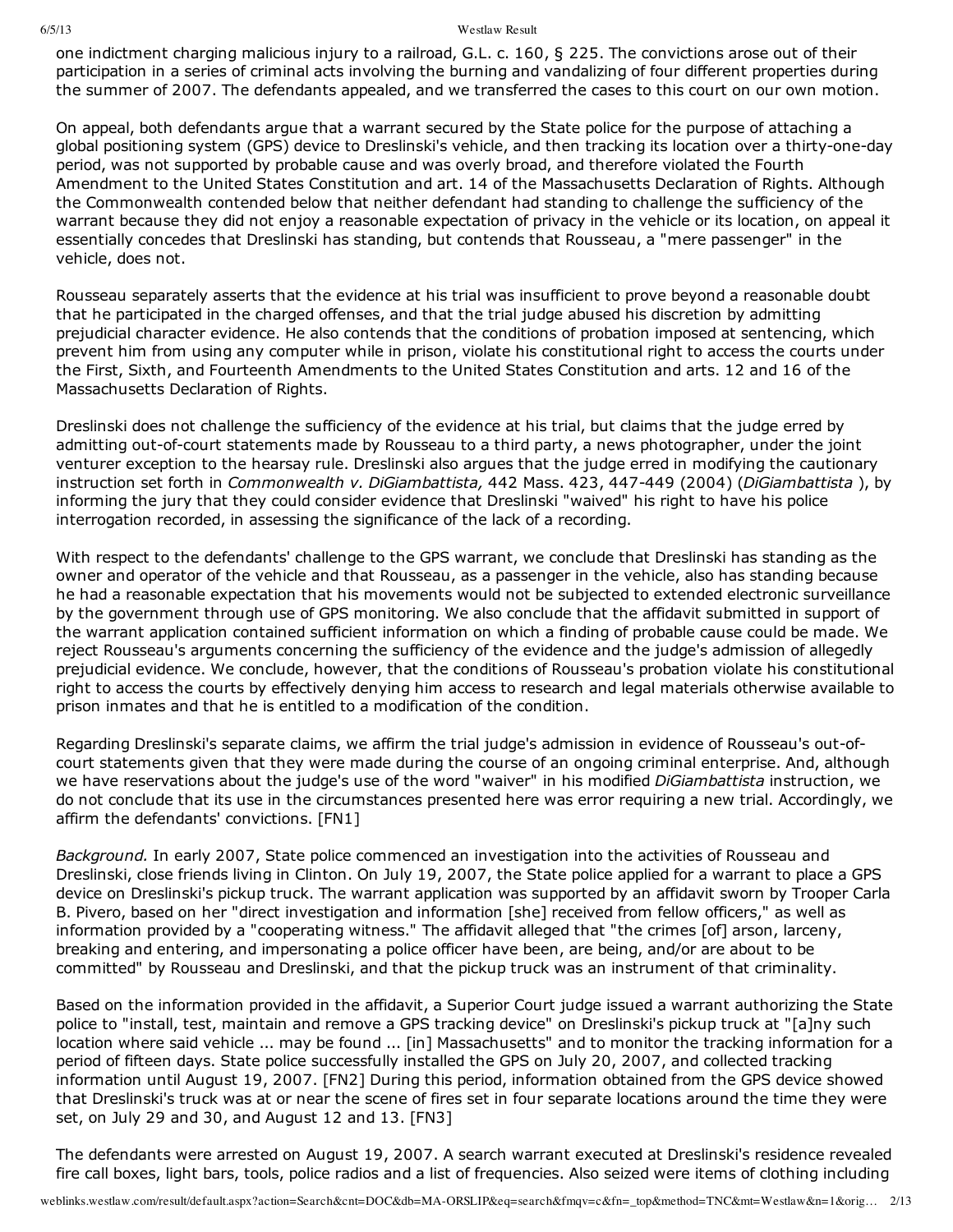one indictment charging malicious injury to a railroad, G.L. c. 160, § 225. The convictions arose out of their participation in a series of criminal acts involving the burning and vandalizing of four different properties during the summer of 2007. The defendants appealed, and we transferred the cases to this court on our own motion.

On appeal, both defendants argue that a warrant secured by the State police for the purpose of attaching a global positioning system (GPS) device to Dreslinski's vehicle, and then tracking its location over a thirty-one-day period, was not supported by probable cause and was overly broad, and therefore violated the Fourth Amendment to the United States Constitution and art. 14 of the Massachusetts Declaration of Rights. Although the Commonwealth contended below that neither defendant had standing to challenge the sufficiency of the warrant because they did not enjoy a reasonable expectation of privacy in the vehicle or its location, on appeal it essentially concedes that Dreslinski has standing, but contends that Rousseau, a "mere passenger" in the vehicle, does not.

Rousseau separately asserts that the evidence at his trial was insufficient to prove beyond a reasonable doubt that he participated in the charged offenses, and that the trial judge abused his discretion by admitting prejudicial character evidence. He also contends that the conditions of probation imposed at sentencing, which prevent him from using any computer while in prison, violate his constitutional right to access the courts under the First, Sixth, and Fourteenth Amendments to the United States Constitution and arts. 12 and 16 of the Massachusetts Declaration of Rights.

Dreslinski does not challenge the sufficiency of the evidence at his trial, but claims that the judge erred by admitting out-of-court statements made by Rousseau to a third party, a news photographer, under the joint venturer exception to the hearsay rule. Dreslinski also argues that the judge erred in modifying the cautionary instruction set forth in *Commonwealth v. DiGiambattista,* 442 Mass. 423, 447-449 (2004) (*DiGiambattista* ), by informing the jury that they could consider evidence that Dreslinski "waived" his right to have his police interrogation recorded, in assessing the significance of the lack of a recording.

With respect to the defendants' challenge to the GPS warrant, we conclude that Dreslinski has standing as the owner and operator of the vehicle and that Rousseau, as a passenger in the vehicle, also has standing because he had a reasonable expectation that his movements would not be subjected to extended electronic surveillance by the government through use of GPS monitoring. We also conclude that the affidavit submitted in support of the warrant application contained sufficient information on which a finding of probable cause could be made. We reject Rousseau's arguments concerning the sufficiency of the evidence and the judge's admission of allegedly prejudicial evidence. We conclude, however, that the conditions of Rousseau's probation violate his constitutional right to access the courts by effectively denying him access to research and legal materials otherwise available to prison inmates and that he is entitled to a modification of the condition.

Regarding Dreslinski's separate claims, we affirm the trial judge's admission in evidence of Rousseau's out-of-court statements given that they were made during the course of an ongoing criminal enterprise. And, although we have reservations about the judge's use of the word "waiver" in his modified *DiGiambattista* instruction, we do not conclude that its use in the circumstances presented here was error requiring a new trial. Accordingly, we affirm the defendants' convictions. [FN1]

*Background.* In early 2007, State police commenced an investigation into the activities of Rousseau and Dreslinski, close friends living in Clinton. On July 19, 2007, the State police applied for a warrant to place a GPS device on Dreslinski's pickup truck. The warrant application was supported by an affidavit sworn by Trooper Carla B. Pivero, based on her "direct investigation and information [she] received from fellow officers," as well as information provided by a "cooperating witness." The affidavit alleged that "the crimes [of] arson, larceny, breaking and entering, and impersonating a police officer have been, are being, and/or are about to be committed" by Rousseau and Dreslinski, and that the pickup truck was an instrument of that criminality.

Based on the information provided in the affidavit, a Superior Court judge issued a warrant authorizing the State police to "install, test, maintain and remove a GPS tracking device" on Dreslinski's pickup truck at "[a]ny such location where said vehicle ... may be found ... [in] Massachusetts" and to monitor the tracking information for a period of fifteen days. State police successfully installed the GPS on July 20, 2007, and collected tracking information until August 19, 2007. [FN2] During this period, information obtained from the GPS device showed that Dreslinski's truck was at or near the scene of fires set in four separate locations around the time they were set, on July 29 and 30, and August 12 and 13. [FN3]

The defendants were arrested on August 19, 2007. A search warrant executed at Dreslinski's residence revealed fire call boxes, light bars, tools, police radios and a list of frequencies. Also seized were items of clothing including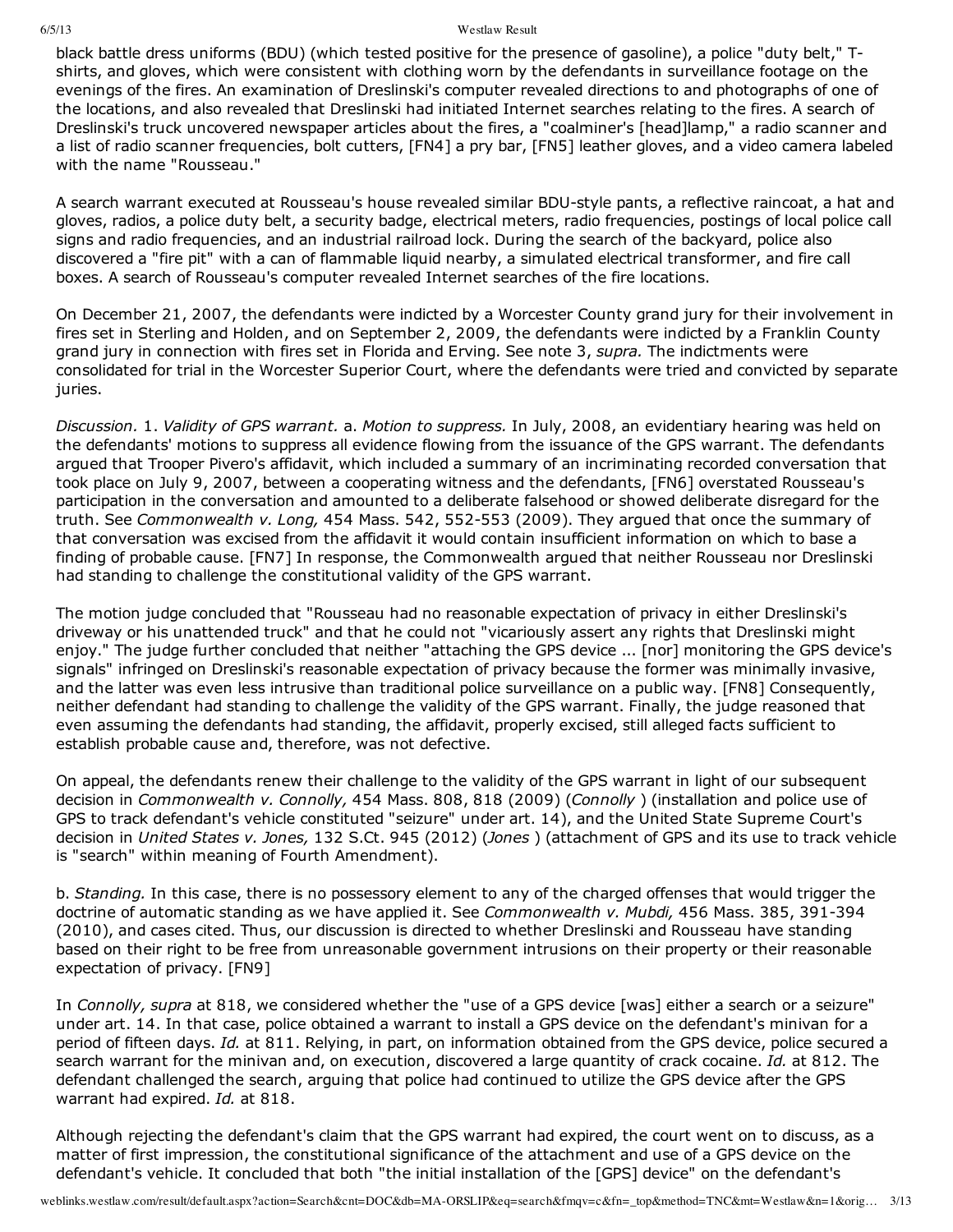black battle dress uniforms (BDU) (which tested positive for the presence of gasoline), a police "duty belt," T-shirts, and gloves, which were consistent with clothing worn by the defendants in surveillance footage on the evenings of the fires. An examination of Dreslinski's computer revealed directions to and photographs of one of the locations, and also revealed that Dreslinski had initiated Internet searches relating to the fires. A search of Dreslinski's truck uncovered newspaper articles about the fires, a "coalminer's [head]lamp," a radio scanner and a list of radio scanner frequencies, bolt cutters, [FN4] a pry bar, [FN5] leather gloves, and a video camera labeled with the name "Rousseau."

A search warrant executed at Rousseau's house revealed similar BDU-style pants, a reflective raincoat, a hat and gloves, radios, a police duty belt, a security badge, electrical meters, radio frequencies, postings of local police call signs and radio frequencies, and an industrial railroad lock. During the search of the backyard, police also discovered a "fire pit" with a can of flammable liquid nearby, a simulated electrical transformer, and fire call boxes. A search of Rousseau's computer revealed Internet searches of the fire locations.

On December 21, 2007, the defendants were indicted by a Worcester County grand jury for their involvement in fires set in Sterling and Holden, and on September 2, 2009, the defendants were indicted by a Franklin County grand jury in connection with fires set in Florida and Erving. See note 3, *supra.* The indictments were consolidated for trial in the Worcester Superior Court, where the defendants were tried and convicted by separate juries.

*Discussion.* 1. *Validity of GPS warrant.* a. *Motion to suppress.* In July, 2008, an evidentiary hearing was held on the defendants' motions to suppress all evidence flowing from the issuance of the GPS warrant. The defendants argued that Trooper Pivero's affidavit, which included a summary of an incriminating recorded conversation that took place on July 9, 2007, between a cooperating witness and the defendants, [FN6] overstated Rousseau's participation in the conversation and amounted to a deliberate falsehood or showed deliberate disregard for the truth. See *Commonwealth v. Long,* 454 Mass. 542, 552-553 (2009). They argued that once the summary of that conversation was excised from the affidavit it would contain insufficient information on which to base a finding of probable cause. [FN7] In response, the Commonwealth argued that neither Rousseau nor Dreslinski had standing to challenge the constitutional validity of the GPS warrant.

The motion judge concluded that "Rousseau had no reasonable expectation of privacy in either Dreslinski's driveway or his unattended truck" and that he could not "vicariously assert any rights that Dreslinski might enjoy." The judge further concluded that neither "attaching the GPS device ... [nor] monitoring the GPS device's signals" infringed on Dreslinski's reasonable expectation of privacy because the former was minimally invasive, and the latter was even less intrusive than traditional police surveillance on a public way. [FN8] Consequently, neither defendant had standing to challenge the validity of the GPS warrant. Finally, the judge reasoned that even assuming the defendants had standing, the affidavit, properly excised, still alleged facts sufficient to establish probable cause and, therefore, was not defective.

On appeal, the defendants renew their challenge to the validity of the GPS warrant in light of our subsequent decision in *Commonwealth v. Connolly,* 454 Mass. 808, 818 (2009) (*Connolly* ) (installation and police use of GPS to track defendant's vehicle constituted "seizure" under art. 14), and the United State Supreme Court's decision in *United States v. Jones,* 132 S.Ct. 945 (2012) (*Jones* ) (attachment of GPS and its use to track vehicle is "search" within meaning of Fourth Amendment).

b. *Standing.* In this case, there is no possessory element to any of the charged offenses that would trigger the doctrine of automatic standing as we have applied it. See *Commonwealth v. Mubdi,* 456 Mass. 385, 391-394 (2010), and cases cited. Thus, our discussion is directed to whether Dreslinski and Rousseau have standing based on their right to be free from unreasonable government intrusions on their property or their reasonable expectation of privacy. [FN9]

In *Connolly, supra* at 818, we considered whether the "use of a GPS device [was] either a search or a seizure" under art. 14. In that case, police obtained a warrant to install a GPS device on the defendant's minivan for a period of fifteen days. *Id.* at 811. Relying, in part, on information obtained from the GPS device, police secured a search warrant for the minivan and, on execution, discovered a large quantity of crack cocaine. *Id.* at 812. The defendant challenged the search, arguing that police had continued to utilize the GPS device after the GPS warrant had expired. *Id.* at 818.

Although rejecting the defendant's claim that the GPS warrant had expired, the court went on to discuss, as a matter of first impression, the constitutional significance of the attachment and use of a GPS device on the defendant's vehicle. It concluded that both "the initial installation of the [GPS] device" on the defendant's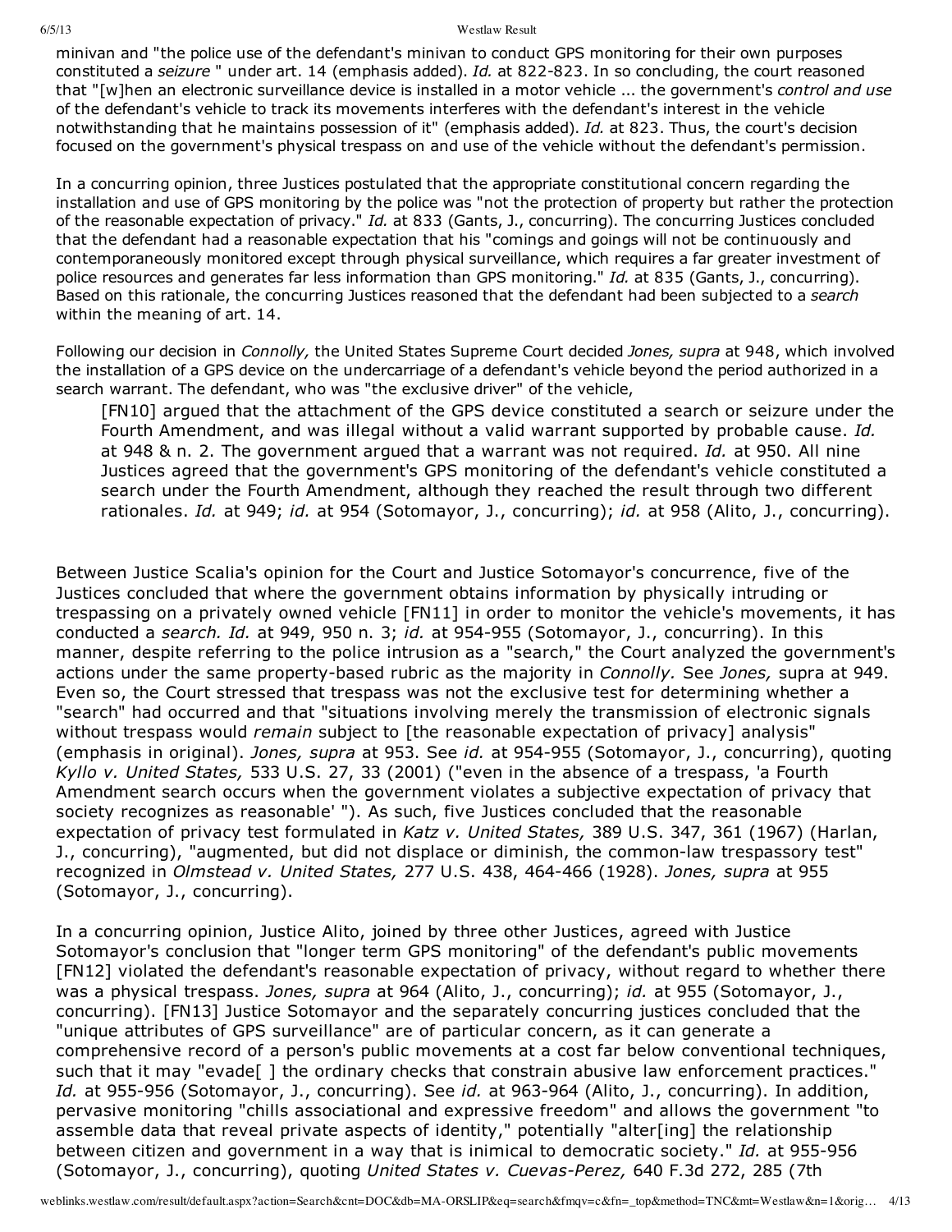minivan and "the police use of the defendant's minivan to conduct GPS monitoring for their own purposes constituted a *seizure* " under art. 14 (emphasis added). *Id.* at 822-823. In so concluding, the court reasoned that "[w]hen an electronic surveillance device is installed in a motor vehicle ... the government's *control and use* of the defendant's vehicle to track its movements interferes with the defendant's interest in the vehicle notwithstanding that he maintains possession of it" (emphasis added). *Id.* at 823. Thus, the court's decision focused on the government's physical trespass on and use of the vehicle without the defendant's permission.

In a concurring opinion, three Justices postulated that the appropriate constitutional concern regarding the installation and use of GPS monitoring by the police was "not the protection of property but rather the protection of the reasonable expectation of privacy." *Id.* at 833 (Gants, J., concurring). The concurring Justices concluded that the defendant had a reasonable expectation that his "comings and goings will not be continuously and contemporaneously monitored except through physical surveillance, which requires a far greater investment of police resources and generates far less information than GPS monitoring." *Id.* at 835 (Gants, J., concurring). Based on this rationale, the concurring Justices reasoned that the defendant had been subjected to a *search* within the meaning of art. 14.

Following our decision in *Connolly,* the United States Supreme Court decided *Jones, supra* at 948, which involved the installation of a GPS device on the undercarriage of a defendant's vehicle beyond the period authorized in a search warrant. The defendant, who was "the exclusive driver" of the vehicle,

> [FN10] argued that the attachment of the GPS device constituted a search or seizure under the Fourth Amendment, and was illegal without a valid warrant supported by probable cause. *Id.* at 948 & n. 2. The government argued that a warrant was not required. *Id.* at 950. All nine Justices agreed that the government's GPS monitoring of the defendant's vehicle constituted a search under the Fourth Amendment, although they reached the result through two different rationales. *Id.* at 949; *id.* at 954 (Sotomayor, J., concurring); *id.* at 958 (Alito, J., concurring).

Between Justice Scalia's opinion for the Court and Justice Sotomayor's concurrence, five of the Justices concluded that where the government obtains information by physically intruding or trespassing on a privately owned vehicle [FN11] in order to monitor the vehicle's movements, it has conducted a *search. Id.* at 949, 950 n. 3; *id.* at 954-955 (Sotomayor, J., concurring). In this manner, despite referring to the police intrusion as a "search," the Court analyzed the government's actions under the same property-based rubric as the majority in *Connolly.* See *Jones,* supra at 949. Even so, the Court stressed that trespass was not the exclusive test for determining whether a "search" had occurred and that "situations involving merely the transmission of electronic signals without trespass would *remain* subject to [the reasonable expectation of privacy] analysis" (emphasis in original). *Jones, supra* at 953. See *id.* at 954-955 (Sotomayor, J., concurring), quoting *Kyllo v. United States,* 533 U.S. 27, 33 (2001) ("even in the absence of a trespass, 'a Fourth Amendment search occurs when the government violates a subjective expectation of privacy that society recognizes as reasonable' "). As such, five Justices concluded that the reasonable expectation of privacy test formulated in *Katz v. United States,* 389 U.S. 347, 361 (1967) (Harlan, J., concurring), "augmented, but did not displace or diminish, the common-law trespassory test" recognized in *Olmstead v. United States,* 277 U.S. 438, 464-466 (1928). *Jones, supra* at 955 (Sotomayor, J., concurring).

In a concurring opinion, Justice Alito, joined by three other Justices, agreed with Justice Sotomayor's conclusion that "longer term GPS monitoring" of the defendant's public movements [FN12] violated the defendant's reasonable expectation of privacy, without regard to whether there was a physical trespass. *Jones, supra* at 964 (Alito, J., concurring); *id.* at 955 (Sotomayor, J., concurring). [FN13] Justice Sotomayor and the separately concurring justices concluded that the "unique attributes of GPS surveillance" are of particular concern, as it can generate a comprehensive record of a person's public movements at a cost far below conventional techniques, such that it may "evade[ ] the ordinary checks that constrain abusive law enforcement practices." *Id.* at 955-956 (Sotomayor, J., concurring). See *id.* at 963-964 (Alito, J., concurring). In addition, pervasive monitoring "chills associational and expressive freedom" and allows the government "to assemble data that reveal private aspects of identity," potentially "alter[ing] the relationship between citizen and government in a way that is inimical to democratic society." *Id.* at 955-956 (Sotomayor, J., concurring), quoting *United States v. Cuevas-Perez,* 640 F.3d 272, 285 (7th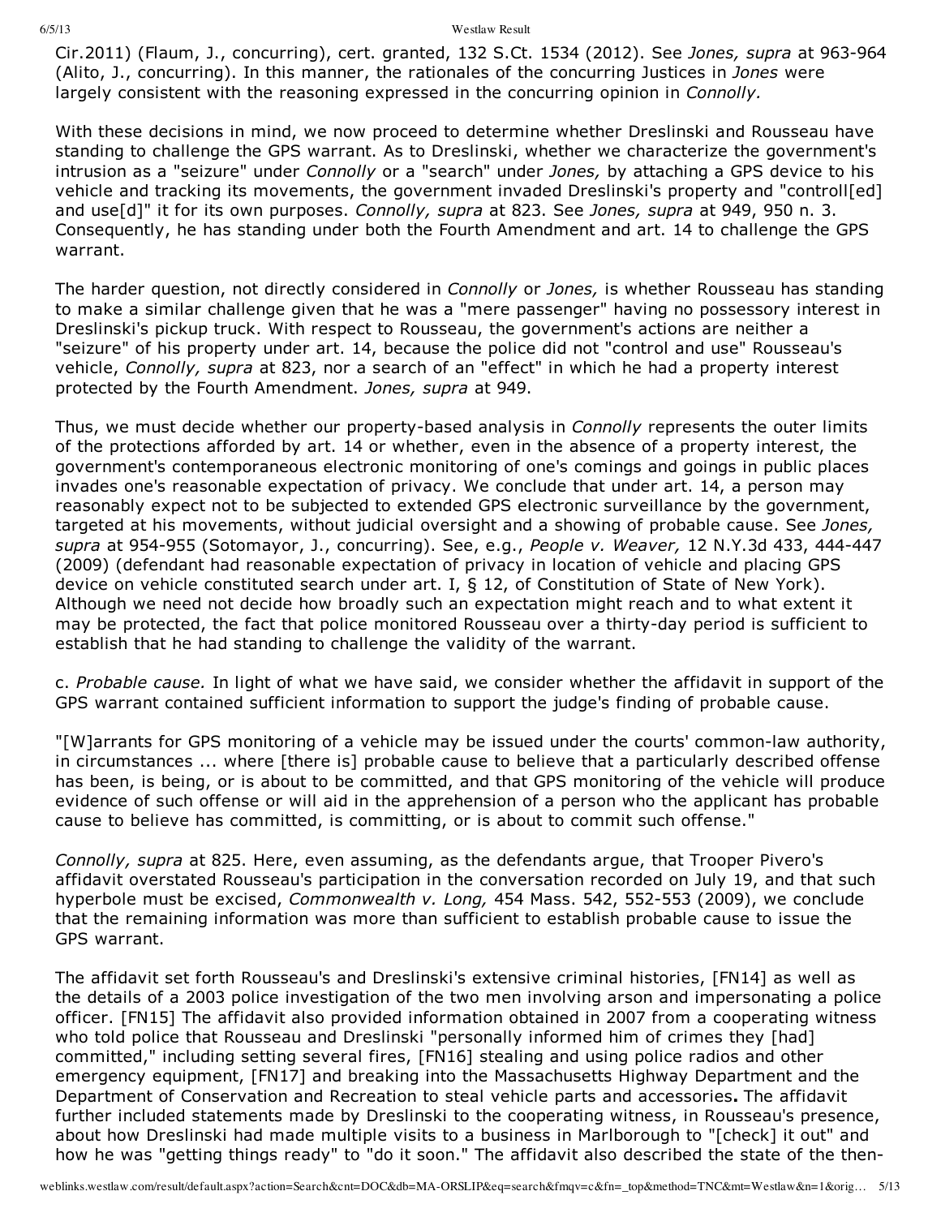Cir.2011) (Flaum, J., concurring), cert. granted, 132 S.Ct. 1534 (2012). See *Jones, supra* at 963-964 (Alito, J., concurring). In this manner, the rationales of the concurring Justices in *Jones* were largely consistent with the reasoning expressed in the concurring opinion in *Connolly.*

With these decisions in mind, we now proceed to determine whether Dreslinski and Rousseau have standing to challenge the GPS warrant. As to Dreslinski, whether we characterize the government's intrusion as a "seizure" under *Connolly* or a "search" under *Jones,* by attaching a GPS device to his vehicle and tracking its movements, the government invaded Dreslinski's property and "controll[ed] and use[d]" it for its own purposes. *Connolly, supra* at 823. See *Jones, supra* at 949, 950 n. 3. Consequently, he has standing under both the Fourth Amendment and art. 14 to challenge the GPS warrant.

The harder question, not directly considered in *Connolly* or *Jones,* is whether Rousseau has standing to make a similar challenge given that he was a "mere passenger" having no possessory interest in Dreslinski's pickup truck. With respect to Rousseau, the government's actions are neither a "seizure" of his property under art. 14, because the police did not "control and use" Rousseau's vehicle, *Connolly, supra* at 823, nor a search of an "effect" in which he had a property interest protected by the Fourth Amendment. *Jones, supra* at 949.

Thus, we must decide whether our property-based analysis in *Connolly* represents the outer limits of the protections afforded by art. 14 or whether, even in the absence of a property interest, the government's contemporaneous electronic monitoring of one's comings and goings in public places invades one's reasonable expectation of privacy. We conclude that under art. 14, a person may reasonably expect not to be subjected to extended GPS electronic surveillance by the government, targeted at his movements, without judicial oversight and a showing of probable cause. See *Jones, supra* at 954-955 (Sotomayor, J., concurring). See, e.g., *People v. Weaver,* 12 N.Y.3d 433, 444-447 (2009) (defendant had reasonable expectation of privacy in location of vehicle and placing GPS device on vehicle constituted search under art. I, § 12, of Constitution of State of New York). Although we need not decide how broadly such an expectation might reach and to what extent it may be protected, the fact that police monitored Rousseau over a thirty-day period is sufficient to establish that he had standing to challenge the validity of the warrant.

c. *Probable cause.* In light of what we have said, we consider whether the affidavit in support of the GPS warrant contained sufficient information to support the judge's finding of probable cause.

"[W]arrants for GPS monitoring of a vehicle may be issued under the courts' common-law authority, in circumstances ... where [there is] probable cause to believe that a particularly described offense has been, is being, or is about to be committed, and that GPS monitoring of the vehicle will produce evidence of such offense or will aid in the apprehension of a person who the applicant has probable cause to believe has committed, is committing, or is about to commit such offense."

*Connolly, supra* at 825. Here, even assuming, as the defendants argue, that Trooper Pivero's affidavit overstated Rousseau's participation in the conversation recorded on July 19, and that such hyperbole must be excised, *Commonwealth v. Long,* 454 Mass. 542, 552-553 (2009), we conclude that the remaining information was more than sufficient to establish probable cause to issue the GPS warrant.

The affidavit set forth Rousseau's and Dreslinski's extensive criminal histories, [FN14] as well as the details of a 2003 police investigation of the two men involving arson and impersonating a police officer. [FN15] The affidavit also provided information obtained in 2007 from a cooperating witness who told police that Rousseau and Dreslinski "personally informed him of crimes they [had] committed," including setting several fires, [FN16] stealing and using police radios and other emergency equipment, [FN17] and breaking into the Massachusetts Highway Department and the Department of Conservation and Recreation to steal vehicle parts and accessories**.** The affidavit further included statements made by Dreslinski to the cooperating witness, in Rousseau's presence, about how Dreslinski had made multiple visits to a business in Marlborough to "[check] it out" and how he was "getting things ready" to "do it soon." The affidavit also described the state of the then-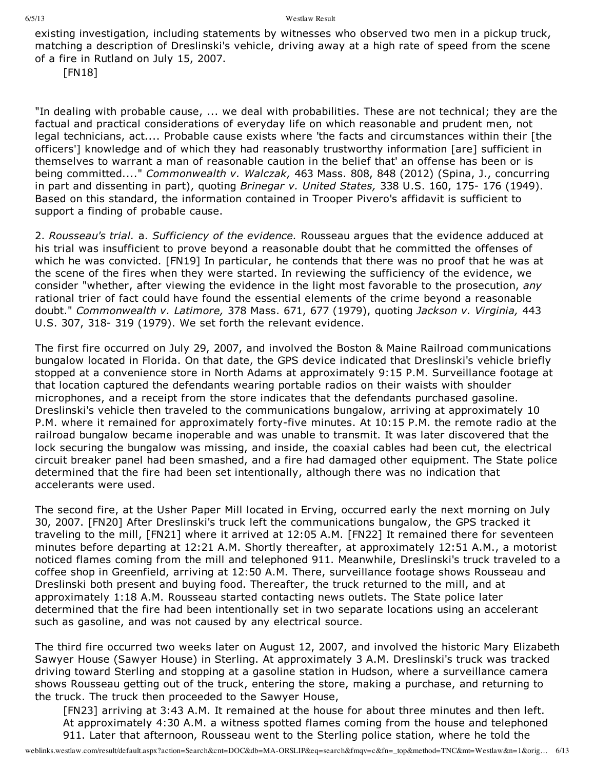existing investigation, including statements by witnesses who observed two men in a pickup truck, matching a description of Dreslinski's vehicle, driving away at a high rate of speed from the scene of a fire in Rutland on July 15, 2007.

[FN18]

"In dealing with probable cause, ... we deal with probabilities. These are not technical; they are the factual and practical considerations of everyday life on which reasonable and prudent men, not legal technicians, act.... Probable cause exists where 'the facts and circumstances within their [the officers'] knowledge and of which they had reasonably trustworthy information [are] sufficient in themselves to warrant a man of reasonable caution in the belief that' an offense has been or is being committed...." *Commonwealth v. Walczak,* 463 Mass. 808, 848 (2012) (Spina, J., concurring in part and dissenting in part), quoting *Brinegar v. United States,* 338 U.S. 160, 175- 176 (1949). Based on this standard, the information contained in Trooper Pivero's affidavit is sufficient to support a finding of probable cause.

2. *Rousseau's trial.* a. *Sufficiency of the evidence.* Rousseau argues that the evidence adduced at his trial was insufficient to prove beyond a reasonable doubt that he committed the offenses of which he was convicted. [FN19] In particular, he contends that there was no proof that he was at the scene of the fires when they were started. In reviewing the sufficiency of the evidence, we consider "whether, after viewing the evidence in the light most favorable to the prosecution, *any* rational trier of fact could have found the essential elements of the crime beyond a reasonable doubt." *Commonwealth v. Latimore,* 378 Mass. 671, 677 (1979), quoting *Jackson v. Virginia,* 443 U.S. 307, 318- 319 (1979). We set forth the relevant evidence.

The first fire occurred on July 29, 2007, and involved the Boston & Maine Railroad communications bungalow located in Florida. On that date, the GPS device indicated that Dreslinski's vehicle briefly stopped at a convenience store in North Adams at approximately 9:15 P.M. Surveillance footage at that location captured the defendants wearing portable radios on their waists with shoulder microphones, and a receipt from the store indicates that the defendants purchased gasoline. Dreslinski's vehicle then traveled to the communications bungalow, arriving at approximately 10 P.M. where it remained for approximately forty-five minutes. At 10:15 P.M. the remote radio at the railroad bungalow became inoperable and was unable to transmit. It was later discovered that the lock securing the bungalow was missing, and inside, the coaxial cables had been cut, the electrical circuit breaker panel had been smashed, and a fire had damaged other equipment. The State police determined that the fire had been set intentionally, although there was no indication that accelerants were used.

The second fire, at the Usher Paper Mill located in Erving, occurred early the next morning on July 30, 2007. [FN20] After Dreslinski's truck left the communications bungalow, the GPS tracked it traveling to the mill, [FN21] where it arrived at 12:05 A.M. [FN22] It remained there for seventeen minutes before departing at 12:21 A.M. Shortly thereafter, at approximately 12:51 A.M., a motorist noticed flames coming from the mill and telephoned 911. Meanwhile, Dreslinski's truck traveled to a coffee shop in Greenfield, arriving at 12:50 A.M. There, surveillance footage shows Rousseau and Dreslinski both present and buying food. Thereafter, the truck returned to the mill, and at approximately 1:18 A.M. Rousseau started contacting news outlets. The State police later determined that the fire had been intentionally set in two separate locations using an accelerant such as gasoline, and was not caused by any electrical source.

The third fire occurred two weeks later on August 12, 2007, and involved the historic Mary Elizabeth Sawyer House (Sawyer House) in Sterling. At approximately 3 A.M. Dreslinski's truck was tracked driving toward Sterling and stopping at a gasoline station in Hudson, where a surveillance camera shows Rousseau getting out of the truck, entering the store, making a purchase, and returning to the truck. The truck then proceeded to the Sawyer House,

[FN23] arriving at 3:43 A.M. It remained at the house for about three minutes and then left. At approximately 4:30 A.M. a witness spotted flames coming from the house and telephoned 911. Later that afternoon, Rousseau went to the Sterling police station, where he told the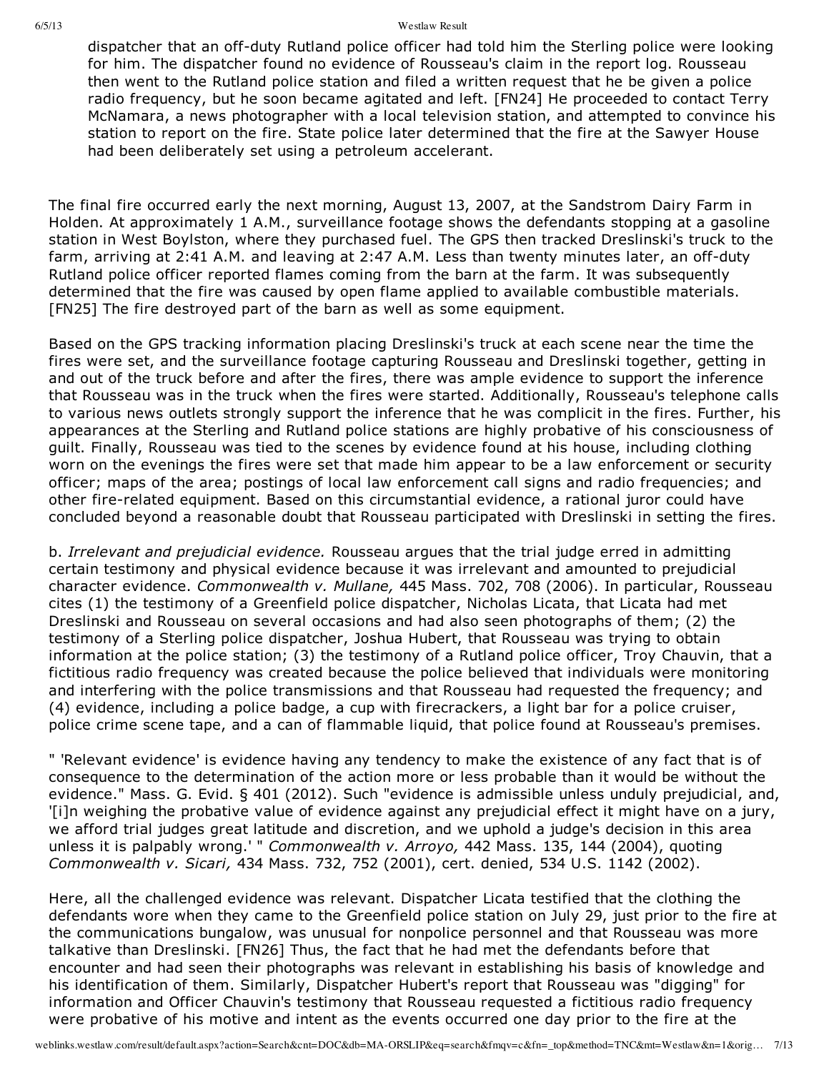dispatcher that an off-duty Rutland police officer had told him the Sterling police were looking for him. The dispatcher found no evidence of Rousseau's claim in the report log. Rousseau then went to the Rutland police station and filed a written request that he be given a police radio frequency, but he soon became agitated and left. [FN24] He proceeded to contact Terry McNamara, a news photographer with a local television station, and attempted to convince his station to report on the fire. State police later determined that the fire at the Sawyer House had been deliberately set using a petroleum accelerant.

The final fire occurred early the next morning, August 13, 2007, at the Sandstrom Dairy Farm in Holden. At approximately 1 A.M., surveillance footage shows the defendants stopping at a gasoline station in West Boylston, where they purchased fuel. The GPS then tracked Dreslinski's truck to the farm, arriving at 2:41 A.M. and leaving at 2:47 A.M. Less than twenty minutes later, an off-duty Rutland police officer reported flames coming from the barn at the farm. It was subsequently determined that the fire was caused by open flame applied to available combustible materials. [FN25] The fire destroyed part of the barn as well as some equipment.

Based on the GPS tracking information placing Dreslinski's truck at each scene near the time the fires were set, and the surveillance footage capturing Rousseau and Dreslinski together, getting in and out of the truck before and after the fires, there was ample evidence to support the inference that Rousseau was in the truck when the fires were started. Additionally, Rousseau's telephone calls to various news outlets strongly support the inference that he was complicit in the fires. Further, his appearances at the Sterling and Rutland police stations are highly probative of his consciousness of guilt. Finally, Rousseau was tied to the scenes by evidence found at his house, including clothing worn on the evenings the fires were set that made him appear to be a law enforcement or security officer; maps of the area; postings of local law enforcement call signs and radio frequencies; and other fire-related equipment. Based on this circumstantial evidence, a rational juror could have concluded beyond a reasonable doubt that Rousseau participated with Dreslinski in setting the fires.

b. *Irrelevant and prejudicial evidence.* Rousseau argues that the trial judge erred in admitting certain testimony and physical evidence because it was irrelevant and amounted to prejudicial character evidence. *Commonwealth v. Mullane,* 445 Mass. 702, 708 (2006). In particular, Rousseau cites (1) the testimony of a Greenfield police dispatcher, Nicholas Licata, that Licata had met Dreslinski and Rousseau on several occasions and had also seen photographs of them; (2) the testimony of a Sterling police dispatcher, Joshua Hubert, that Rousseau was trying to obtain information at the police station; (3) the testimony of a Rutland police officer, Troy Chauvin, that a fictitious radio frequency was created because the police believed that individuals were monitoring and interfering with the police transmissions and that Rousseau had requested the frequency; and (4) evidence, including a police badge, a cup with firecrackers, a light bar for a police cruiser, police crime scene tape, and a can of flammable liquid, that police found at Rousseau's premises.

" 'Relevant evidence' is evidence having any tendency to make the existence of any fact that is of consequence to the determination of the action more or less probable than it would be without the evidence." Mass. G. Evid. § 401 (2012). Such "evidence is admissible unless unduly prejudicial, and, '[i]n weighing the probative value of evidence against any prejudicial effect it might have on a jury, we afford trial judges great latitude and discretion, and we uphold a judge's decision in this area unless it is palpably wrong.' " *Commonwealth v. Arroyo,* 442 Mass. 135, 144 (2004), quoting *Commonwealth v. Sicari,* 434 Mass. 732, 752 (2001), cert. denied, 534 U.S. 1142 (2002).

Here, all the challenged evidence was relevant. Dispatcher Licata testified that the clothing the defendants wore when they came to the Greenfield police station on July 29, just prior to the fire at the communications bungalow, was unusual for nonpolice personnel and that Rousseau was more talkative than Dreslinski. [FN26] Thus, the fact that he had met the defendants before that encounter and had seen their photographs was relevant in establishing his basis of knowledge and his identification of them. Similarly, Dispatcher Hubert's report that Rousseau was "digging" for information and Officer Chauvin's testimony that Rousseau requested a fictitious radio frequency were probative of his motive and intent as the events occurred one day prior to the fire at the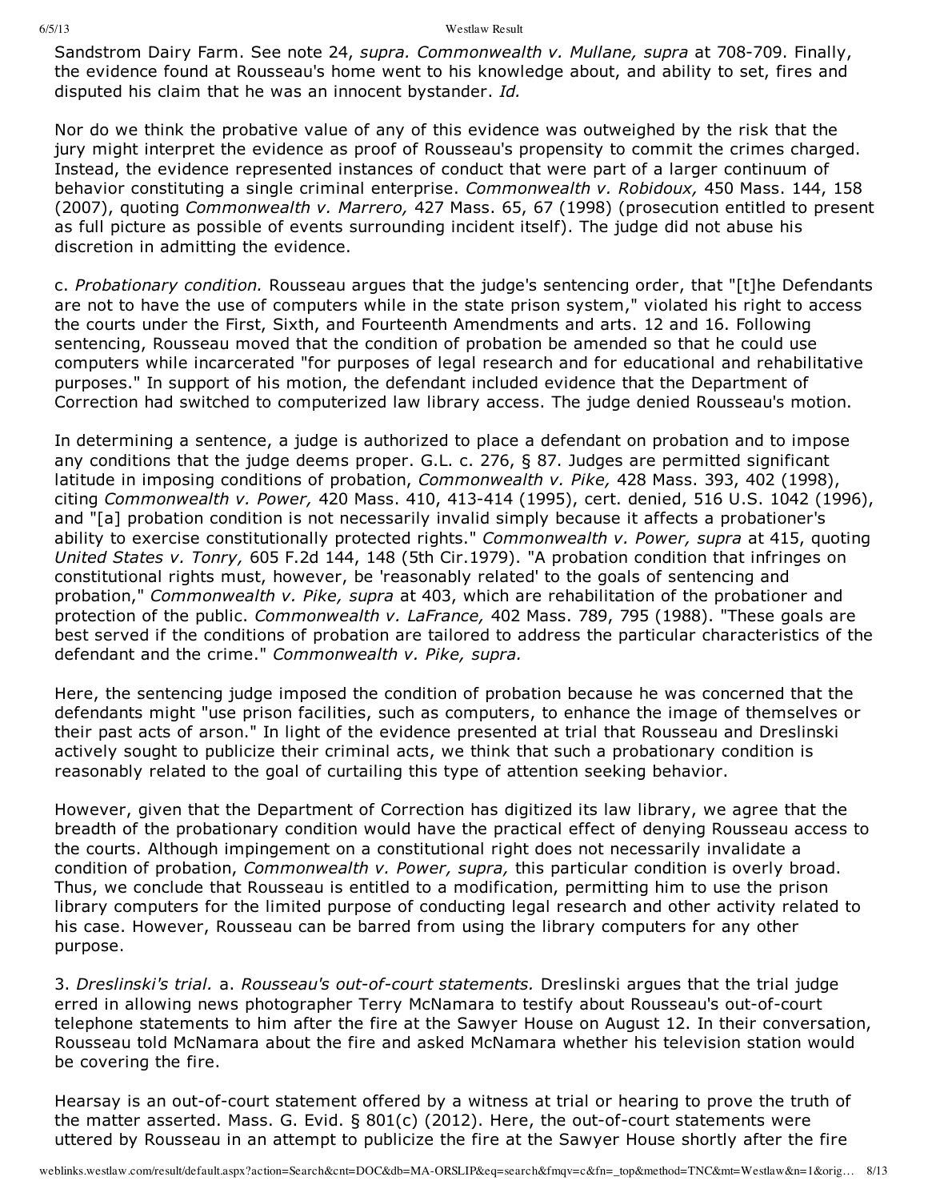Sandstrom Dairy Farm. See note 24, *supra. Commonwealth v. Mullane, supra* at 708-709. Finally, the evidence found at Rousseau's home went to his knowledge about, and ability to set, fires and disputed his claim that he was an innocent bystander. *Id.*

Nor do we think the probative value of any of this evidence was outweighed by the risk that the jury might interpret the evidence as proof of Rousseau's propensity to commit the crimes charged. Instead, the evidence represented instances of conduct that were part of a larger continuum of behavior constituting a single criminal enterprise. *Commonwealth v. Robidoux,* 450 Mass. 144, 158 (2007), quoting *Commonwealth v. Marrero,* 427 Mass. 65, 67 (1998) (prosecution entitled to present as full picture as possible of events surrounding incident itself). The judge did not abuse his discretion in admitting the evidence.

c. *Probationary condition.* Rousseau argues that the judge's sentencing order, that "[t]he Defendants are not to have the use of computers while in the state prison system," violated his right to access the courts under the First, Sixth, and Fourteenth Amendments and arts. 12 and 16. Following sentencing, Rousseau moved that the condition of probation be amended so that he could use computers while incarcerated "for purposes of legal research and for educational and rehabilitative purposes." In support of his motion, the defendant included evidence that the Department of Correction had switched to computerized law library access. The judge denied Rousseau's motion.

In determining a sentence, a judge is authorized to place a defendant on probation and to impose any conditions that the judge deems proper. G.L. c. 276, § 87. Judges are permitted significant latitude in imposing conditions of probation, *Commonwealth v. Pike,* 428 Mass. 393, 402 (1998), citing *Commonwealth v. Power,* 420 Mass. 410, 413-414 (1995), cert. denied, 516 U.S. 1042 (1996), and "[a] probation condition is not necessarily invalid simply because it affects a probationer's ability to exercise constitutionally protected rights." *Commonwealth v. Power, supra* at 415, quoting *United States v. Tonry,* 605 F.2d 144, 148 (5th Cir.1979). "A probation condition that infringes on constitutional rights must, however, be 'reasonably related' to the goals of sentencing and probation," *Commonwealth v. Pike, supra* at 403, which are rehabilitation of the probationer and protection of the public. *Commonwealth v. LaFrance,* 402 Mass. 789, 795 (1988). "These goals are best served if the conditions of probation are tailored to address the particular characteristics of the defendant and the crime." *Commonwealth v. Pike, supra.*

Here, the sentencing judge imposed the condition of probation because he was concerned that the defendants might "use prison facilities, such as computers, to enhance the image of themselves or their past acts of arson." In light of the evidence presented at trial that Rousseau and Dreslinski actively sought to publicize their criminal acts, we think that such a probationary condition is reasonably related to the goal of curtailing this type of attention seeking behavior.

However, given that the Department of Correction has digitized its law library, we agree that the breadth of the probationary condition would have the practical effect of denying Rousseau access to the courts. Although impingement on a constitutional right does not necessarily invalidate a condition of probation, *Commonwealth v. Power, supra,* this particular condition is overly broad. Thus, we conclude that Rousseau is entitled to a modification, permitting him to use the prison library computers for the limited purpose of conducting legal research and other activity related to his case. However, Rousseau can be barred from using the library computers for any other purpose.

3. *Dreslinski's trial.* a. *Rousseau's out-of-court statements.* Dreslinski argues that the trial judge erred in allowing news photographer Terry McNamara to testify about Rousseau's out-of-court telephone statements to him after the fire at the Sawyer House on August 12. In their conversation, Rousseau told McNamara about the fire and asked McNamara whether his television station would be covering the fire.

Hearsay is an out-of-court statement offered by a witness at trial or hearing to prove the truth of the matter asserted. Mass. G. Evid. § 801(c) (2012). Here, the out-of-court statements were uttered by Rousseau in an attempt to publicize the fire at the Sawyer House shortly after the fire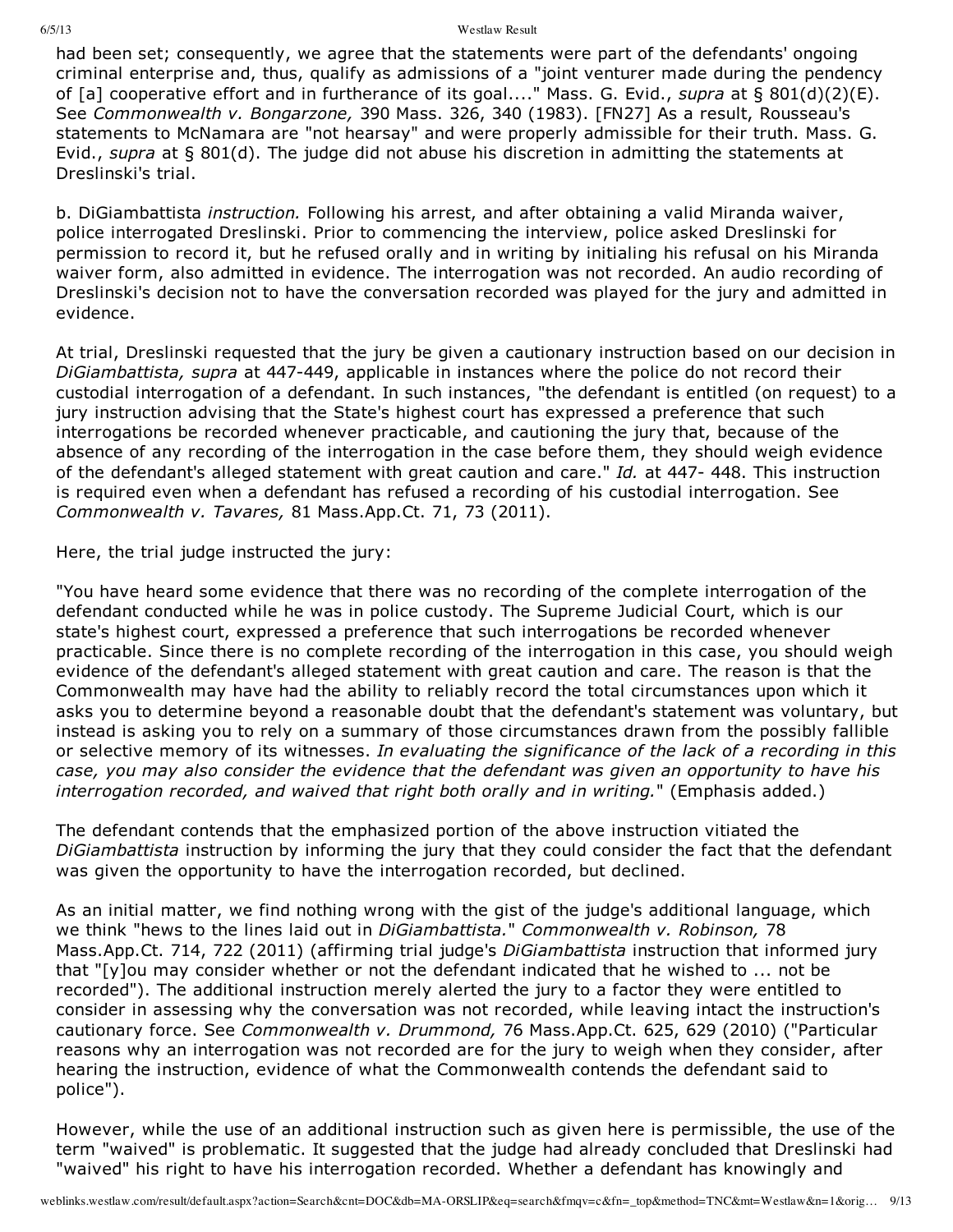had been set; consequently, we agree that the statements were part of the defendants' ongoing criminal enterprise and, thus, qualify as admissions of a "joint venturer made during the pendency of [a] cooperative effort and in furtherance of its goal...." Mass. G. Evid., *supra* at § 801(d)(2)(E). See *Commonwealth v. Bongarzone,* 390 Mass. 326, 340 (1983). [FN27] As a result, Rousseau's statements to McNamara are "not hearsay" and were properly admissible for their truth. Mass. G. Evid., *supra* at § 801(d). The judge did not abuse his discretion in admitting the statements at Dreslinski's trial.

b. DiGiambattista *instruction.* Following his arrest, and after obtaining a valid Miranda waiver, police interrogated Dreslinski. Prior to commencing the interview, police asked Dreslinski for permission to record it, but he refused orally and in writing by initialing his refusal on his Miranda waiver form, also admitted in evidence. The interrogation was not recorded. An audio recording of Dreslinski's decision not to have the conversation recorded was played for the jury and admitted in evidence.

At trial, Dreslinski requested that the jury be given a cautionary instruction based on our decision in *DiGiambattista, supra* at 447-449, applicable in instances where the police do not record their custodial interrogation of a defendant. In such instances, "the defendant is entitled (on request) to a jury instruction advising that the State's highest court has expressed a preference that such interrogations be recorded whenever practicable, and cautioning the jury that, because of the absence of any recording of the interrogation in the case before them, they should weigh evidence of the defendant's alleged statement with great caution and care." *Id.* at 447- 448. This instruction is required even when a defendant has refused a recording of his custodial interrogation. See *Commonwealth v. Tavares,* 81 Mass.App.Ct. 71, 73 (2011).

Here, the trial judge instructed the jury:

"You have heard some evidence that there was no recording of the complete interrogation of the defendant conducted while he was in police custody. The Supreme Judicial Court, which is our state's highest court, expressed a preference that such interrogations be recorded whenever practicable. Since there is no complete recording of the interrogation in this case, you should weigh evidence of the defendant's alleged statement with great caution and care. The reason is that the Commonwealth may have had the ability to reliably record the total circumstances upon which it asks you to determine beyond a reasonable doubt that the defendant's statement was voluntary, but instead is asking you to rely on a summary of those circumstances drawn from the possibly fallible or selective memory of its witnesses. *In evaluating the significance of the lack of a recording in this case, you may also consider the evidence that the defendant was given an opportunity to have his interrogation recorded, and waived that right both orally and in writing.*" (Emphasis added.)

The defendant contends that the emphasized portion of the above instruction vitiated the *DiGiambattista* instruction by informing the jury that they could consider the fact that the defendant was given the opportunity to have the interrogation recorded, but declined.

As an initial matter, we find nothing wrong with the gist of the judge's additional language, which we think "hews to the lines laid out in *DiGiambattista.*" *Commonwealth v. Robinson,* 78 Mass.App.Ct. 714, 722 (2011) (affirming trial judge's *DiGiambattista* instruction that informed jury that "[y]ou may consider whether or not the defendant indicated that he wished to ... not be recorded"). The additional instruction merely alerted the jury to a factor they were entitled to consider in assessing why the conversation was not recorded, while leaving intact the instruction's cautionary force. See *Commonwealth v. Drummond,* 76 Mass.App.Ct. 625, 629 (2010) ("Particular reasons why an interrogation was not recorded are for the jury to weigh when they consider, after hearing the instruction, evidence of what the Commonwealth contends the defendant said to police").

However, while the use of an additional instruction such as given here is permissible, the use of the term "waived" is problematic. It suggested that the judge had already concluded that Dreslinski had "waived" his right to have his interrogation recorded. Whether a defendant has knowingly and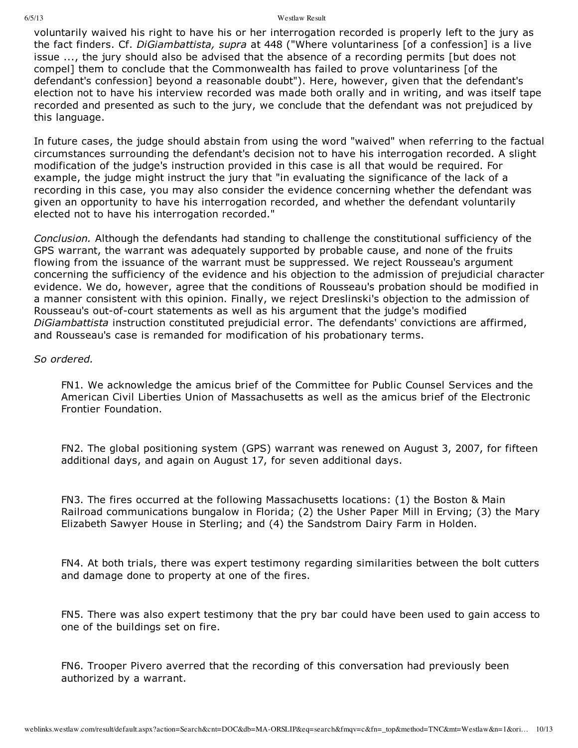voluntarily waived his right to have his or her interrogation recorded is properly left to the jury as the fact finders. Cf. *DiGiambattista, supra* at 448 ("Where voluntariness [of a confession] is a live issue ..., the jury should also be advised that the absence of a recording permits [but does not compel] them to conclude that the Commonwealth has failed to prove voluntariness [of the defendant's confession] beyond a reasonable doubt"). Here, however, given that the defendant's election not to have his interview recorded was made both orally and in writing, and was itself tape recorded and presented as such to the jury, we conclude that the defendant was not prejudiced by this language.

In future cases, the judge should abstain from using the word "waived" when referring to the factual circumstances surrounding the defendant's decision not to have his interrogation recorded. A slight modification of the judge's instruction provided in this case is all that would be required. For example, the judge might instruct the jury that "in evaluating the significance of the lack of a recording in this case, you may also consider the evidence concerning whether the defendant was given an opportunity to have his interrogation recorded, and whether the defendant voluntarily elected not to have his interrogation recorded."

*Conclusion.* Although the defendants had standing to challenge the constitutional sufficiency of the GPS warrant, the warrant was adequately supported by probable cause, and none of the fruits flowing from the issuance of the warrant must be suppressed. We reject Rousseau's argument concerning the sufficiency of the evidence and his objection to the admission of prejudicial character evidence. We do, however, agree that the conditions of Rousseau's probation should be modified in a manner consistent with this opinion. Finally, we reject Dreslinski's objection to the admission of Rousseau's out-of-court statements as well as his argument that the judge's modified *DiGiambattista* instruction constituted prejudicial error. The defendants' convictions are affirmed, and Rousseau's case is remanded for modification of his probationary terms.

*So ordered.*

FN1. We acknowledge the amicus brief of the Committee for Public Counsel Services and the American Civil Liberties Union of Massachusetts as well as the amicus brief of the Electronic Frontier Foundation.

FN2. The global positioning system (GPS) warrant was renewed on August 3, 2007, for fifteen additional days, and again on August 17, for seven additional days.

FN3. The fires occurred at the following Massachusetts locations: (1) the Boston & Main Railroad communications bungalow in Florida; (2) the Usher Paper Mill in Erving; (3) the Mary Elizabeth Sawyer House in Sterling; and (4) the Sandstrom Dairy Farm in Holden.

FN4. At both trials, there was expert testimony regarding similarities between the bolt cutters and damage done to property at one of the fires.

FN5. There was also expert testimony that the pry bar could have been used to gain access to one of the buildings set on fire.

FN6. Trooper Pivero averred that the recording of this conversation had previously been authorized by a warrant.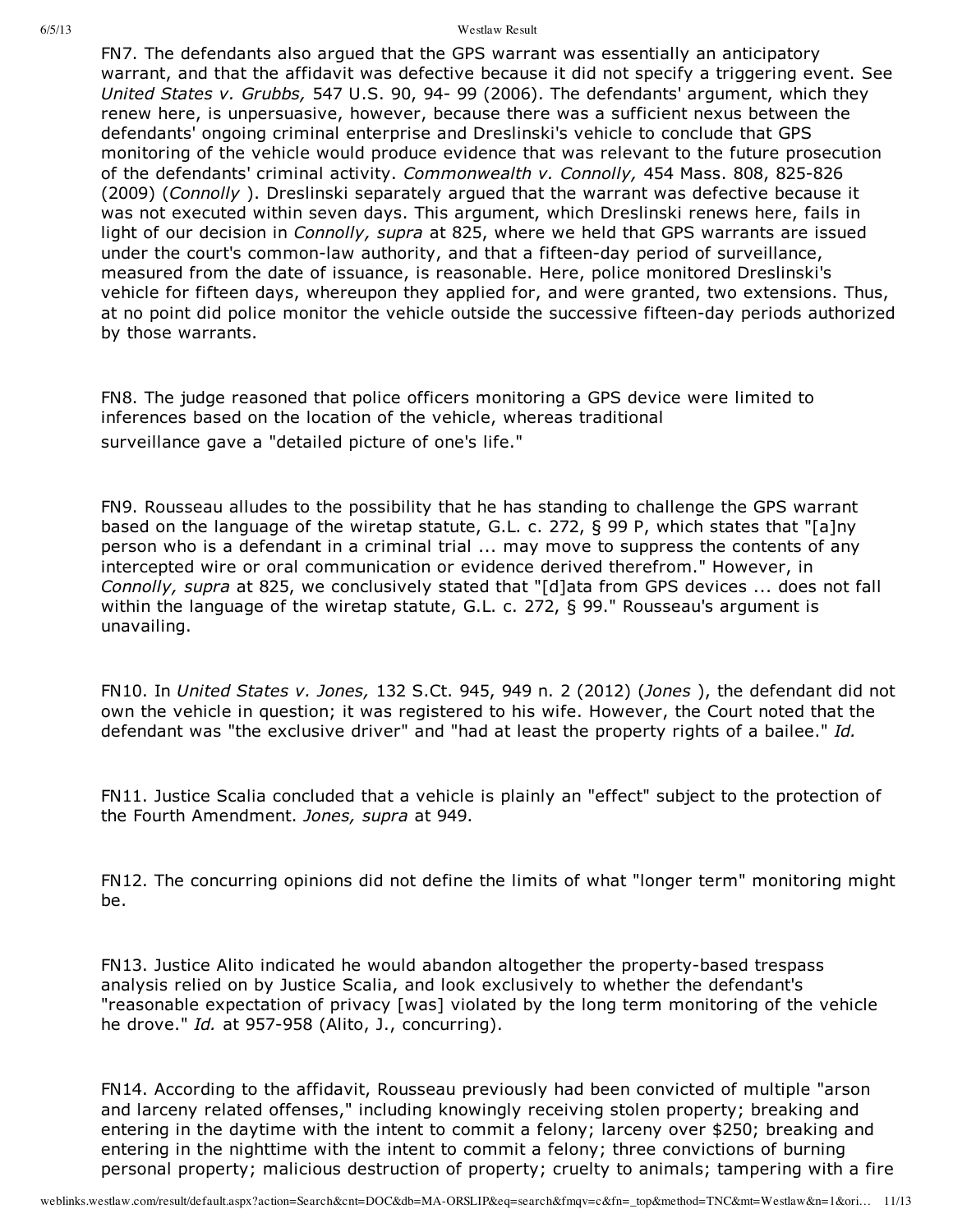FN7. The defendants also argued that the GPS warrant was essentially an anticipatory warrant, and that the affidavit was defective because it did not specify a triggering event. See *United States v. Grubbs,* 547 U.S. 90, 94- 99 (2006). The defendants' argument, which they renew here, is unpersuasive, however, because there was a sufficient nexus between the defendants' ongoing criminal enterprise and Dreslinski's vehicle to conclude that GPS monitoring of the vehicle would produce evidence that was relevant to the future prosecution of the defendants' criminal activity. *Commonwealth v. Connolly,* 454 Mass. 808, 825-826 (2009) (*Connolly* ). Dreslinski separately argued that the warrant was defective because it was not executed within seven days. This argument, which Dreslinski renews here, fails in light of our decision in *Connolly, supra* at 825, where we held that GPS warrants are issued under the court's common-law authority, and that a fifteen-day period of surveillance, measured from the date of issuance, is reasonable. Here, police monitored Dreslinski's vehicle for fifteen days, whereupon they applied for, and were granted, two extensions. Thus, at no point did police monitor the vehicle outside the successive fifteen-day periods authorized by those warrants.

FN8. The judge reasoned that police officers monitoring a GPS device were limited to inferences based on the location of the vehicle, whereas traditional surveillance gave a "detailed picture of one's life."

FN9. Rousseau alludes to the possibility that he has standing to challenge the GPS warrant based on the language of the wiretap statute, G.L. c. 272, § 99 P, which states that "[a]ny person who is a defendant in a criminal trial ... may move to suppress the contents of any intercepted wire or oral communication or evidence derived therefrom." However, in *Connolly, supra* at 825, we conclusively stated that "[d]ata from GPS devices ... does not fall within the language of the wiretap statute, G.L. c. 272, § 99." Rousseau's argument is unavailing.

FN10. In *United States v. Jones,* 132 S.Ct. 945, 949 n. 2 (2012) (*Jones* ), the defendant did not own the vehicle in question; it was registered to his wife. However, the Court noted that the defendant was "the exclusive driver" and "had at least the property rights of a bailee." *Id.*

FN11. Justice Scalia concluded that a vehicle is plainly an "effect" subject to the protection of the Fourth Amendment. *Jones, supra* at 949.

FN12. The concurring opinions did not define the limits of what "longer term" monitoring might be.

FN13. Justice Alito indicated he would abandon altogether the property-based trespass analysis relied on by Justice Scalia, and look exclusively to whether the defendant's "reasonable expectation of privacy [was] violated by the long term monitoring of the vehicle he drove." *Id.* at 957-958 (Alito, J., concurring).

FN14. According to the affidavit, Rousseau previously had been convicted of multiple "arson and larceny related offenses," including knowingly receiving stolen property; breaking and entering in the daytime with the intent to commit a felony; larceny over $250; breaking and entering in the nighttime with the intent to commit a felony; three convictions of burning personal property; malicious destruction of property; cruelty to animals; tampering with a fire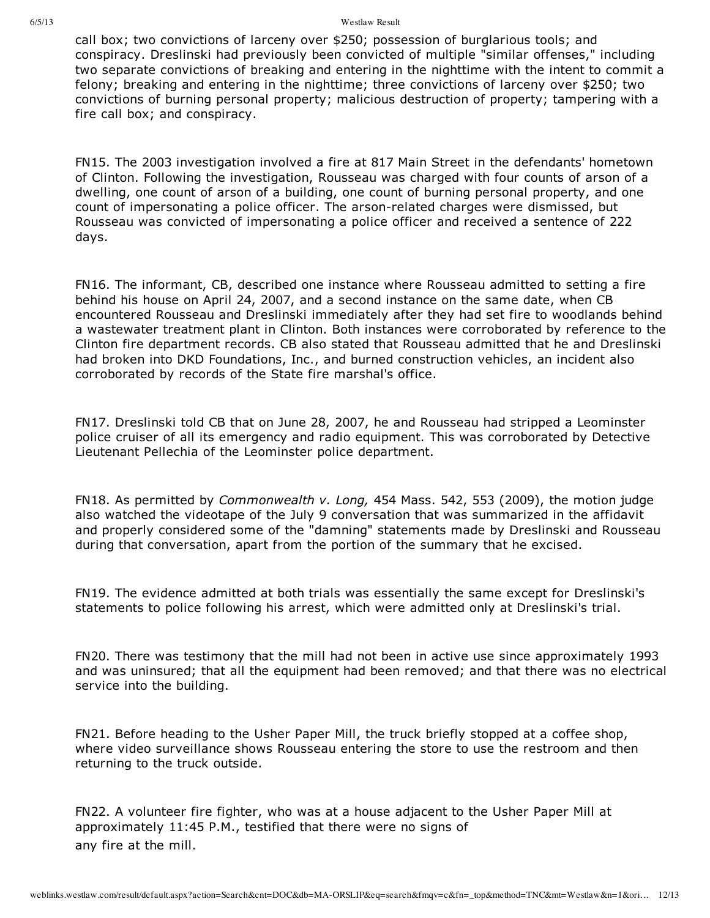call box; two convictions of larceny over $250; possession of burglarious tools; and conspiracy. Dreslinski had previously been convicted of multiple "similar offenses," including two separate convictions of breaking and entering in the nighttime with the intent to commit a felony; breaking and entering in the nighttime; three convictions of larceny over $250; two convictions of burning personal property; malicious destruction of property; tampering with a fire call box; and conspiracy.

FN15. The 2003 investigation involved a fire at 817 Main Street in the defendants' hometown of Clinton. Following the investigation, Rousseau was charged with four counts of arson of a dwelling, one count of arson of a building, one count of burning personal property, and one count of impersonating a police officer. The arson-related charges were dismissed, but Rousseau was convicted of impersonating a police officer and received a sentence of 222 days.

FN16. The informant, CB, described one instance where Rousseau admitted to setting a fire behind his house on April 24, 2007, and a second instance on the same date, when CB encountered Rousseau and Dreslinski immediately after they had set fire to woodlands behind a wastewater treatment plant in Clinton. Both instances were corroborated by reference to the Clinton fire department records. CB also stated that Rousseau admitted that he and Dreslinski had broken into DKD Foundations, Inc., and burned construction vehicles, an incident also corroborated by records of the State fire marshal's office.

FN17. Dreslinski told CB that on June 28, 2007, he and Rousseau had stripped a Leominster police cruiser of all its emergency and radio equipment. This was corroborated by Detective Lieutenant Pellechia of the Leominster police department.

FN18. As permitted by *Commonwealth v. Long,* 454 Mass. 542, 553 (2009), the motion judge also watched the videotape of the July 9 conversation that was summarized in the affidavit and properly considered some of the "damning" statements made by Dreslinski and Rousseau during that conversation, apart from the portion of the summary that he excised.

FN19. The evidence admitted at both trials was essentially the same except for Dreslinski's statements to police following his arrest, which were admitted only at Dreslinski's trial.

FN20. There was testimony that the mill had not been in active use since approximately 1993 and was uninsured; that all the equipment had been removed; and that there was no electrical service into the building.

FN21. Before heading to the Usher Paper Mill, the truck briefly stopped at a coffee shop, where video surveillance shows Rousseau entering the store to use the restroom and then returning to the truck outside.

FN22. A volunteer fire fighter, who was at a house adjacent to the Usher Paper Mill at approximately 11:45 P.M., testified that there were no signs of any fire at the mill.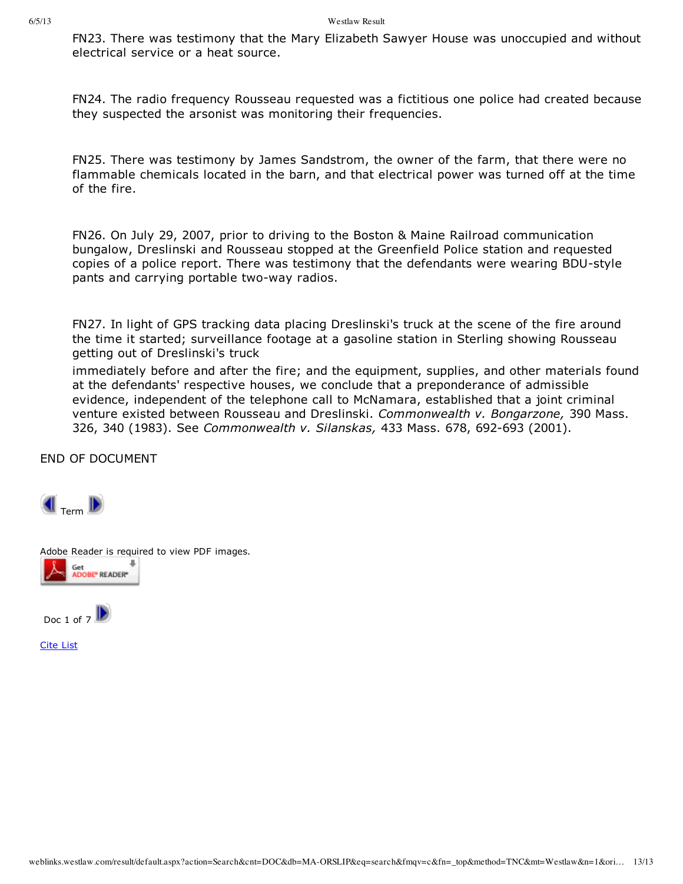FN23. There was testimony that the Mary Elizabeth Sawyer House was unoccupied and without electrical service or a heat source.

FN24. The radio frequency Rousseau requested was a fictitious one police had created because they suspected the arsonist was monitoring their frequencies.

FN25. There was testimony by James Sandstrom, the owner of the farm, that there were no flammable chemicals located in the barn, and that electrical power was turned off at the time of the fire.

FN26. On July 29, 2007, prior to driving to the Boston & Maine Railroad communication bungalow, Dreslinski and Rousseau stopped at the Greenfield Police station and requested copies of a police report. There was testimony that the defendants were wearing BDU-style pants and carrying portable two-way radios.

FN27. In light of GPS tracking data placing Dreslinski's truck at the scene of the fire around the time it started; surveillance footage at a gasoline station in Sterling showing Rousseau getting out of Dreslinski's truck immediately before and after the fire; and the equipment, supplies, and other materials found at the defendants' respective houses, we conclude that a preponderance of admissible evidence, independent of the telephone call to McNamara, established that a joint criminal venture existed between Rousseau and Dreslinski. *Commonwealth v. Bongarzone,* 390 Mass. 326, 340 (1983). See *Commonwealth v. Silanskas,* 433 Mass. 678, 692-693 (2001).

END OF DOCUMENT

Term

Adobe Reader is required to view PDF images.

Get ADOBE® READER®

Doc 1 of 7

Cite List